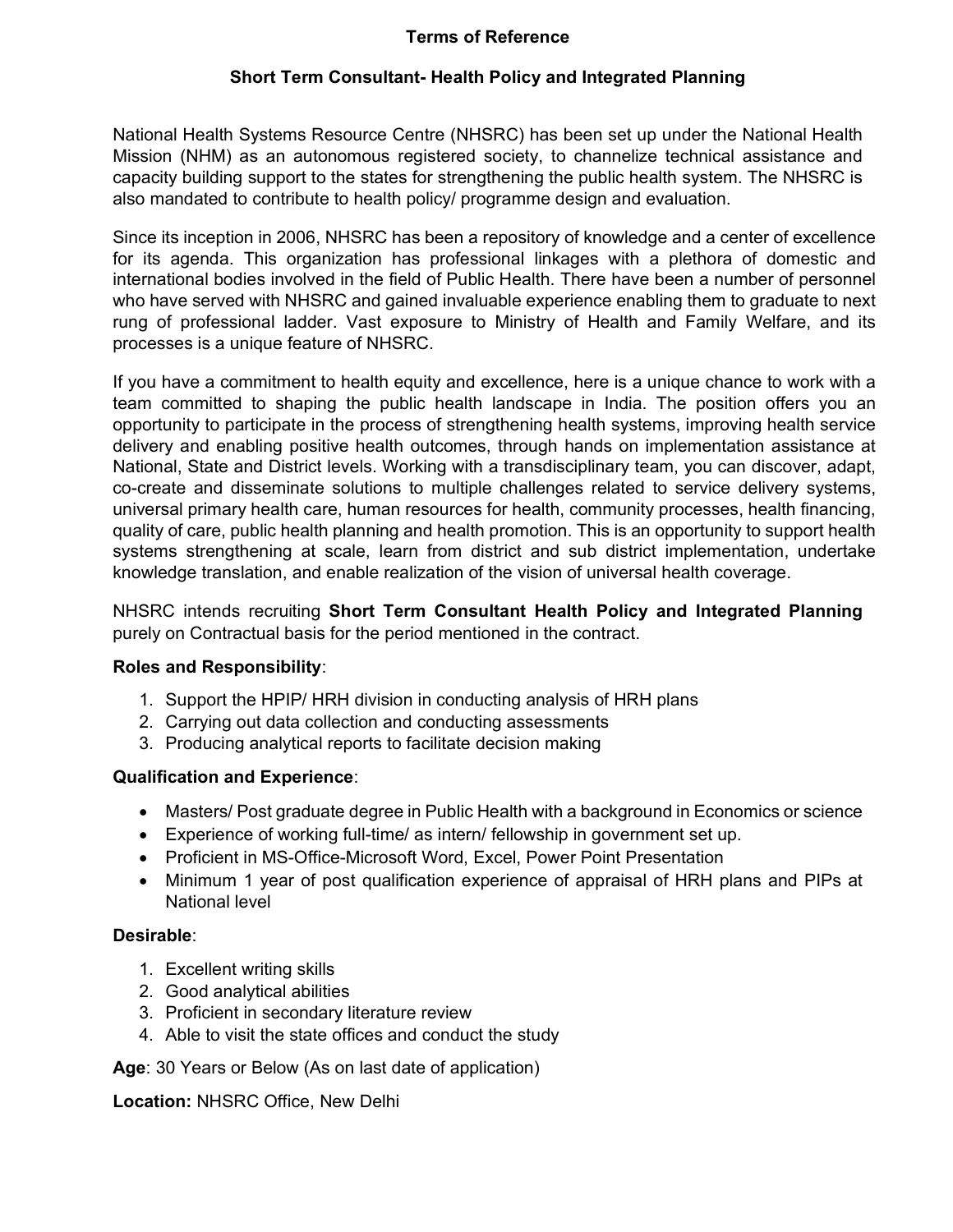# Terms of Reference

## Short Term Consultant- Health Policy and Integrated Planning

National Health Systems Resource Centre (NHSRC) has been set up under the National Health Mission (NHM) as an autonomous registered society, to channelize technical assistance and capacity building support to the states for strengthening the public health system. The NHSRC is also mandated to contribute to health policy/ programme design and evaluation.

Since its inception in 2006, NHSRC has been a repository of knowledge and a center of excellence for its agenda. This organization has professional linkages with a plethora of domestic and international bodies involved in the field of Public Health. There have been a number of personnel who have served with NHSRC and gained invaluable experience enabling them to graduate to next rung of professional ladder. Vast exposure to Ministry of Health and Family Welfare, and its processes is a unique feature of NHSRC.

If you have a commitment to health equity and excellence, here is a unique chance to work with a team committed to shaping the public health landscape in India. The position offers you an opportunity to participate in the process of strengthening health systems, improving health service delivery and enabling positive health outcomes, through hands on implementation assistance at National, State and District levels. Working with a transdisciplinary team, you can discover, adapt, co-create and disseminate solutions to multiple challenges related to service delivery systems, universal primary health care, human resources for health, community processes, health financing, quality of care, public health planning and health promotion. This is an opportunity to support health systems strengthening at scale, learn from district and sub district implementation, undertake knowledge translation, and enable realization of the vision of universal health coverage.

NHSRC intends recruiting **Short Term Consultant Health Policy and Integrated Planning** purely on Contractual basis for the period mentioned in the contract.

**Roles and Responsibility**:

1. Support the HPIP/ HRH division in conducting analysis of HRH plans
2. Carrying out data collection and conducting assessments
3. Producing analytical reports to facilitate decision making

**Qualification and Experience**:

- Masters/ Post graduate degree in Public Health with a background in Economics or science
- Experience of working full-time/ as intern/ fellowship in government set up.
- Proficient in MS-Office-Microsoft Word, Excel, Power Point Presentation
- Minimum 1 year of post qualification experience of appraisal of HRH plans and PIPs at National level

**Desirable**:

1. Excellent writing skills
2. Good analytical abilities
3. Proficient in secondary literature review
4. Able to visit the state offices and conduct the study

**Age**: 30 Years or Below (As on last date of application)

**Location:** NHSRC Office, New Delhi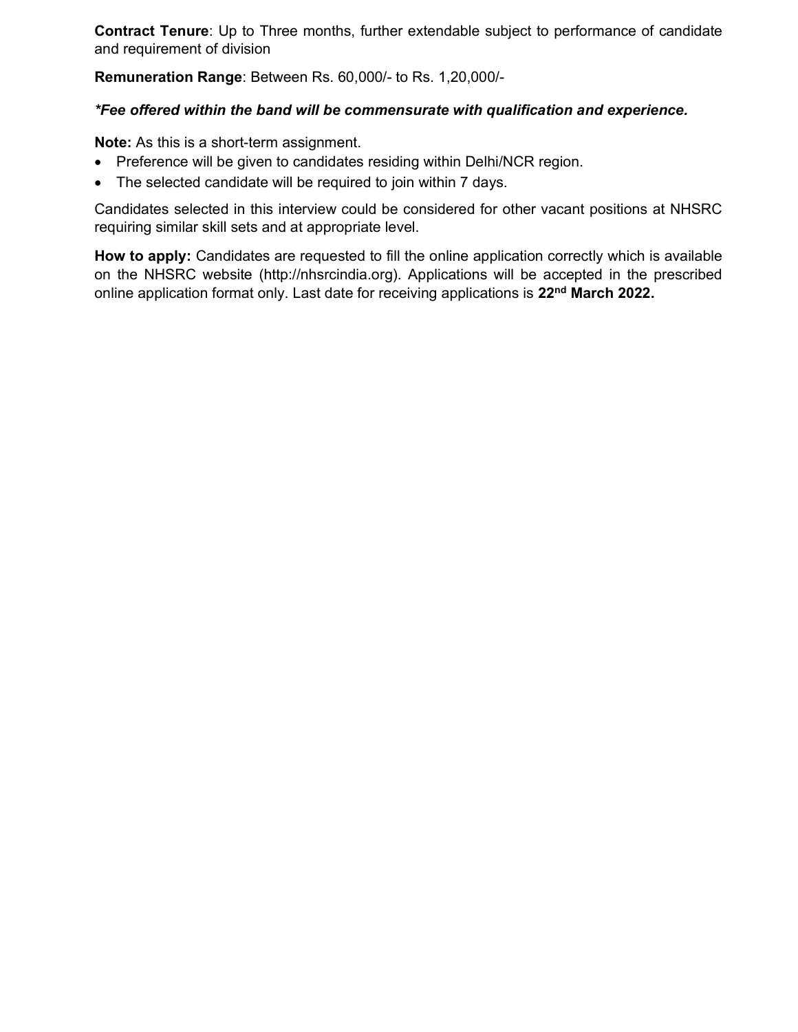**Contract Tenure**: Up to Three months, further extendable subject to performance of candidate and requirement of division

**Remuneration Range**: Between Rs. 60,000/- to Rs. 1,20,000/-

***Fee offered within the band will be commensurate with qualification and experience.***

**Note:** As this is a short-term assignment.

- Preference will be given to candidates residing within Delhi/NCR region.
- The selected candidate will be required to join within 7 days.

Candidates selected in this interview could be considered for other vacant positions at NHSRC requiring similar skill sets and at appropriate level.

**How to apply:** Candidates are requested to fill the online application correctly which is available on the NHSRC website (http://nhsrcindia.org). Applications will be accepted in the prescribed online application format only. Last date for receiving applications is **22nd March 2022.**